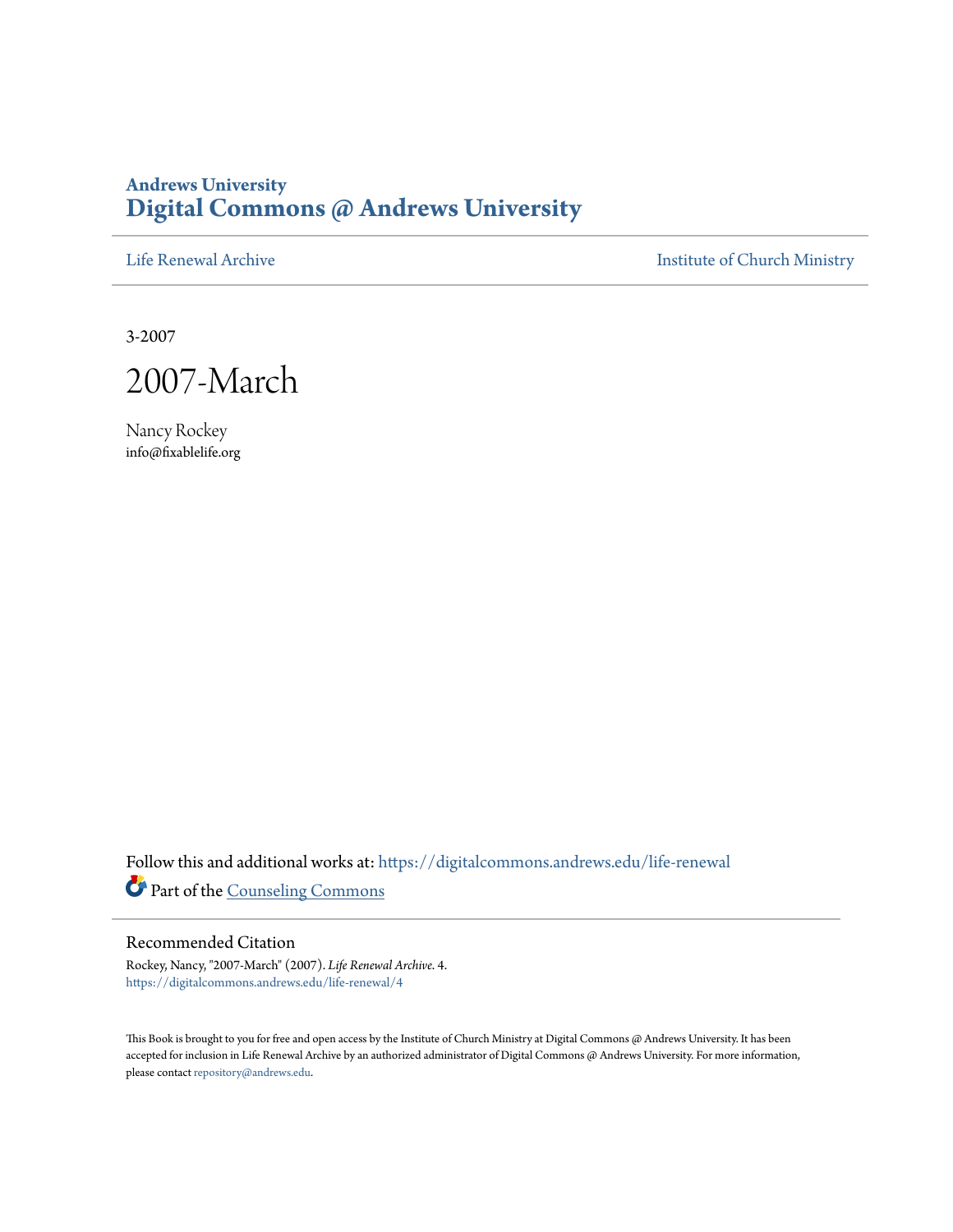**Andrews University**
# Digital Commons @ Andrews University

Life Renewal Archive | Institute of Church Ministry

3-2007

# 2007-March

Nancy Rockey
info@fixablelife.org

Follow this and additional works at: https://digitalcommons.andrews.edu/life-renewal

Part of the Counseling Commons

### Recommended Citation

Rockey, Nancy, "2007-March" (2007). *Life Renewal Archive*. 4.
https://digitalcommons.andrews.edu/life-renewal/4

This Book is brought to you for free and open access by the Institute of Church Ministry at Digital Commons @ Andrews University. It has been accepted for inclusion in Life Renewal Archive by an authorized administrator of Digital Commons @ Andrews University. For more information, please contact repository@andrews.edu.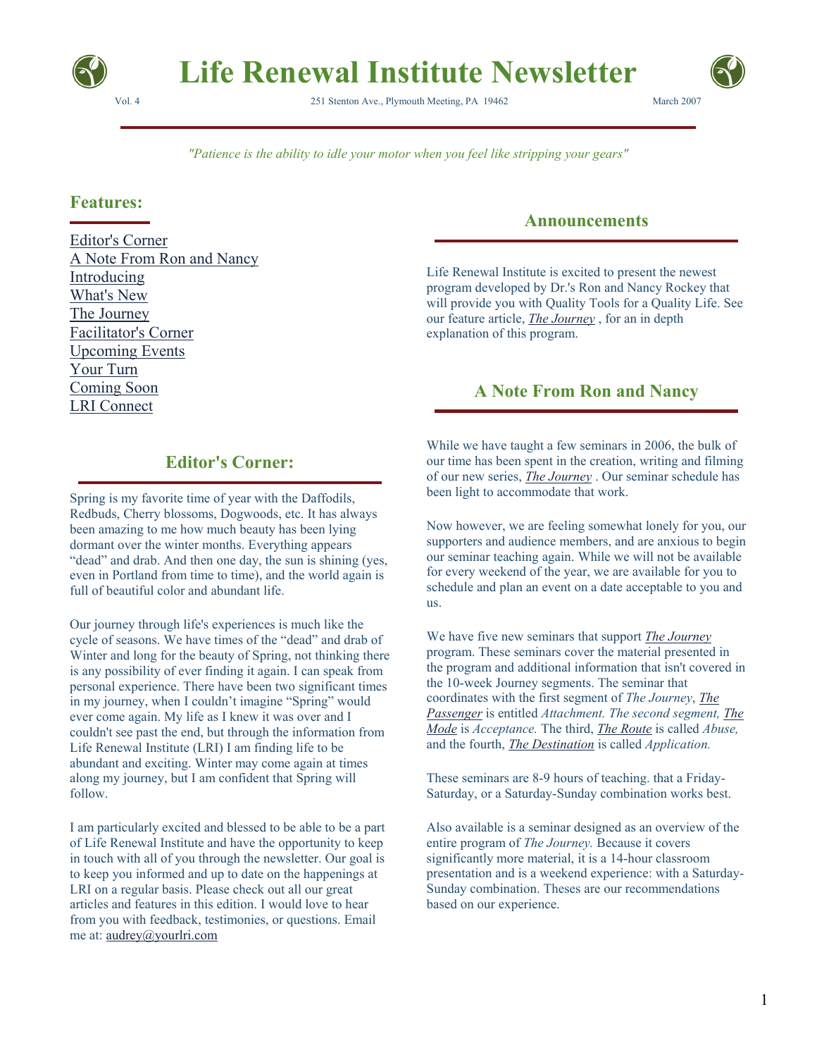# Life Renewal Institute Newsletter

Vol. 4 251 Stenton Ave., Plymouth Meeting, PA 19462 March 2007

*"Patience is the ability to idle your motor when you feel like stripping your gears"*

## Features:

- Editor's Corner
- A Note From Ron and Nancy
- Introducing
- What's New
- The Journey
- Facilitator's Corner
- Upcoming Events
- Your Turn
- Coming Soon
- LRI Connect

## Editor's Corner:

Spring is my favorite time of year with the Daffodils, Redbuds, Cherry blossoms, Dogwoods, etc. It has always been amazing to me how much beauty has been lying dormant over the winter months. Everything appears "dead" and drab. And then one day, the sun is shining (yes, even in Portland from time to time), and the world again is full of beautiful color and abundant life.

Our journey through life's experiences is much like the cycle of seasons. We have times of the "dead" and drab of Winter and long for the beauty of Spring, not thinking there is any possibility of ever finding it again. I can speak from personal experience. There have been two significant times in my journey, when I couldn't imagine "Spring" would ever come again. My life as I knew it was over and I couldn't see past the end, but through the information from Life Renewal Institute (LRI) I am finding life to be abundant and exciting. Winter may come again at times along my journey, but I am confident that Spring will follow.

I am particularly excited and blessed to be able to be a part of Life Renewal Institute and have the opportunity to keep in touch with all of you through the newsletter. Our goal is to keep you informed and up to date on the happenings at LRI on a regular basis. Please check out all our great articles and features in this edition. I would love to hear from you with feedback, testimonies, or questions. Email me at: audrey@yourlri.com

## Announcements

Life Renewal Institute is excited to present the newest program developed by Dr.'s Ron and Nancy Rockey that will provide you with Quality Tools for a Quality Life. See our feature article, *The Journey* , for an in depth explanation of this program.

## A Note From Ron and Nancy

While we have taught a few seminars in 2006, the bulk of our time has been spent in the creation, writing and filming of our new series, *The Journey* . Our seminar schedule has been light to accommodate that work.

Now however, we are feeling somewhat lonely for you, our supporters and audience members, and are anxious to begin our seminar teaching again. While we will not be available for every weekend of the year, we are available for you to schedule and plan an event on a date acceptable to you and us.

We have five new seminars that support *The Journey* program. These seminars cover the material presented in the program and additional information that isn't covered in the 10-week Journey segments. The seminar that coordinates with the first segment of *The Journey*, *The Passenger* is entitled *Attachment. The second segment, The Mode* is *Acceptance.* The third, *The Route* is called *Abuse,* and the fourth, *The Destination* is called *Application.*

These seminars are 8-9 hours of teaching. that a Friday-Saturday, or a Saturday-Sunday combination works best.

Also available is a seminar designed as an overview of the entire program of *The Journey.* Because it covers significantly more material, it is a 14-hour classroom presentation and is a weekend experience: with a Saturday-Sunday combination. Theses are our recommendations based on our experience.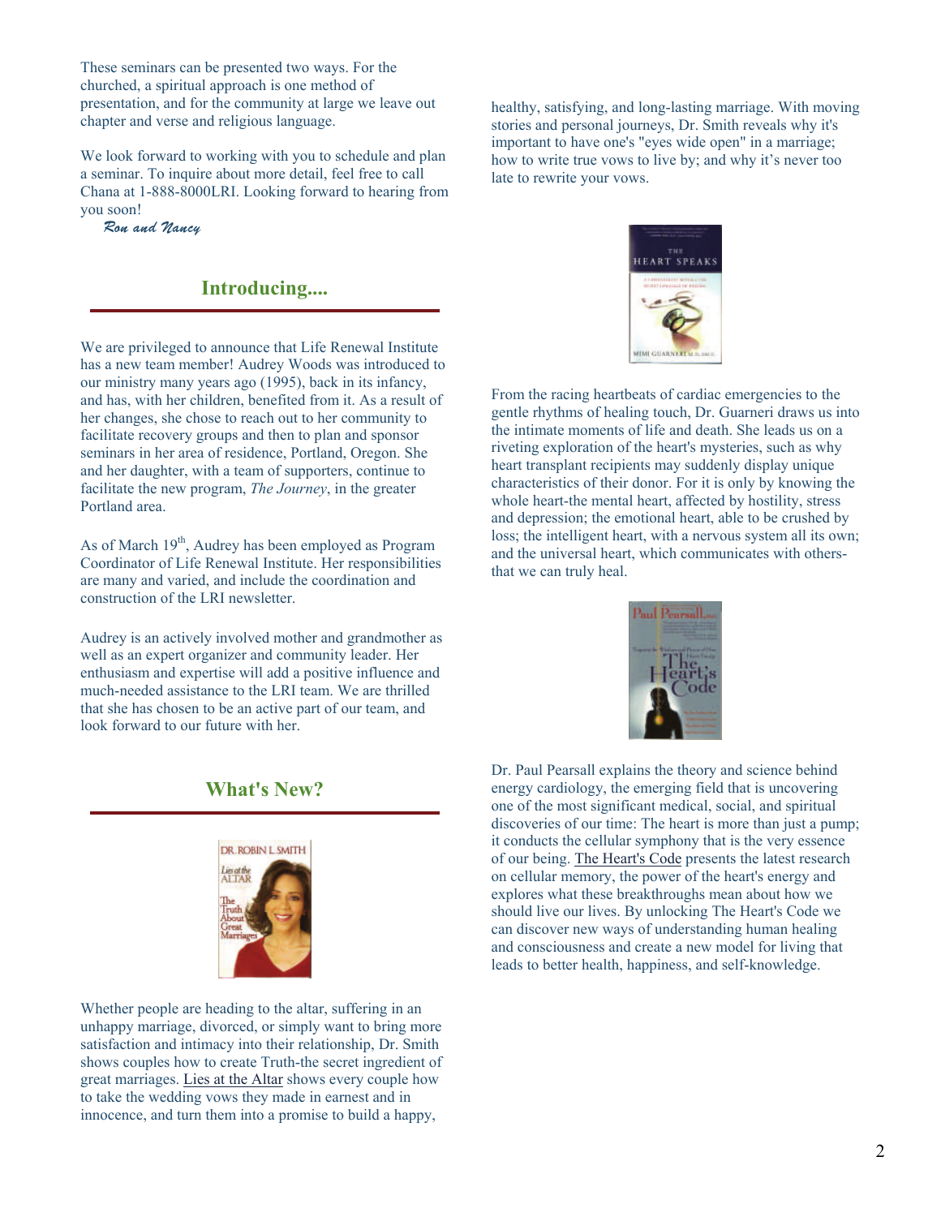These seminars can be presented two ways. For the churched, a spiritual approach is one method of presentation, and for the community at large we leave out chapter and verse and religious language.

We look forward to working with you to schedule and plan a seminar. To inquire about more detail, feel free to call Chana at 1-888-8000LRI. Looking forward to hearing from you soon!

*Ron and Nancy*

## Introducing....

We are privileged to announce that Life Renewal Institute has a new team member! Audrey Woods was introduced to our ministry many years ago (1995), back in its infancy, and has, with her children, benefited from it. As a result of her changes, she chose to reach out to her community to facilitate recovery groups and then to plan and sponsor seminars in her area of residence, Portland, Oregon. She and her daughter, with a team of supporters, continue to facilitate the new program, *The Journey*, in the greater Portland area.

As of March 19th, Audrey has been employed as Program Coordinator of Life Renewal Institute. Her responsibilities are many and varied, and include the coordination and construction of the LRI newsletter.

Audrey is an actively involved mother and grandmother as well as an expert organizer and community leader. Her enthusiasm and expertise will add a positive influence and much-needed assistance to the LRI team. We are thrilled that she has chosen to be an active part of our team, and look forward to our future with her.

## What's New?

Whether people are heading to the altar, suffering in an unhappy marriage, divorced, or simply want to bring more satisfaction and intimacy into their relationship, Dr. Smith shows couples how to create Truth-the secret ingredient of great marriages. Lies at the Altar shows every couple how to take the wedding vows they made in earnest and in innocence, and turn them into a promise to build a happy, healthy, satisfying, and long-lasting marriage. With moving stories and personal journeys, Dr. Smith reveals why it's important to have one's "eyes wide open" in a marriage; how to write true vows to live by; and why it's never too late to rewrite your vows.

From the racing heartbeats of cardiac emergencies to the gentle rhythms of healing touch, Dr. Guarneri draws us into the intimate moments of life and death. She leads us on a riveting exploration of the heart's mysteries, such as why heart transplant recipients may suddenly display unique characteristics of their donor. For it is only by knowing the whole heart-the mental heart, affected by hostility, stress and depression; the emotional heart, able to be crushed by loss; the intelligent heart, with a nervous system all its own; and the universal heart, which communicates with others-that we can truly heal.

Dr. Paul Pearsall explains the theory and science behind energy cardiology, the emerging field that is uncovering one of the most significant medical, social, and spiritual discoveries of our time: The heart is more than just a pump; it conducts the cellular symphony that is the very essence of our being. The Heart's Code presents the latest research on cellular memory, the power of the heart's energy and explores what these breakthroughs mean about how we should live our lives. By unlocking The Heart's Code we can discover new ways of understanding human healing and consciousness and create a new model for living that leads to better health, happiness, and self-knowledge.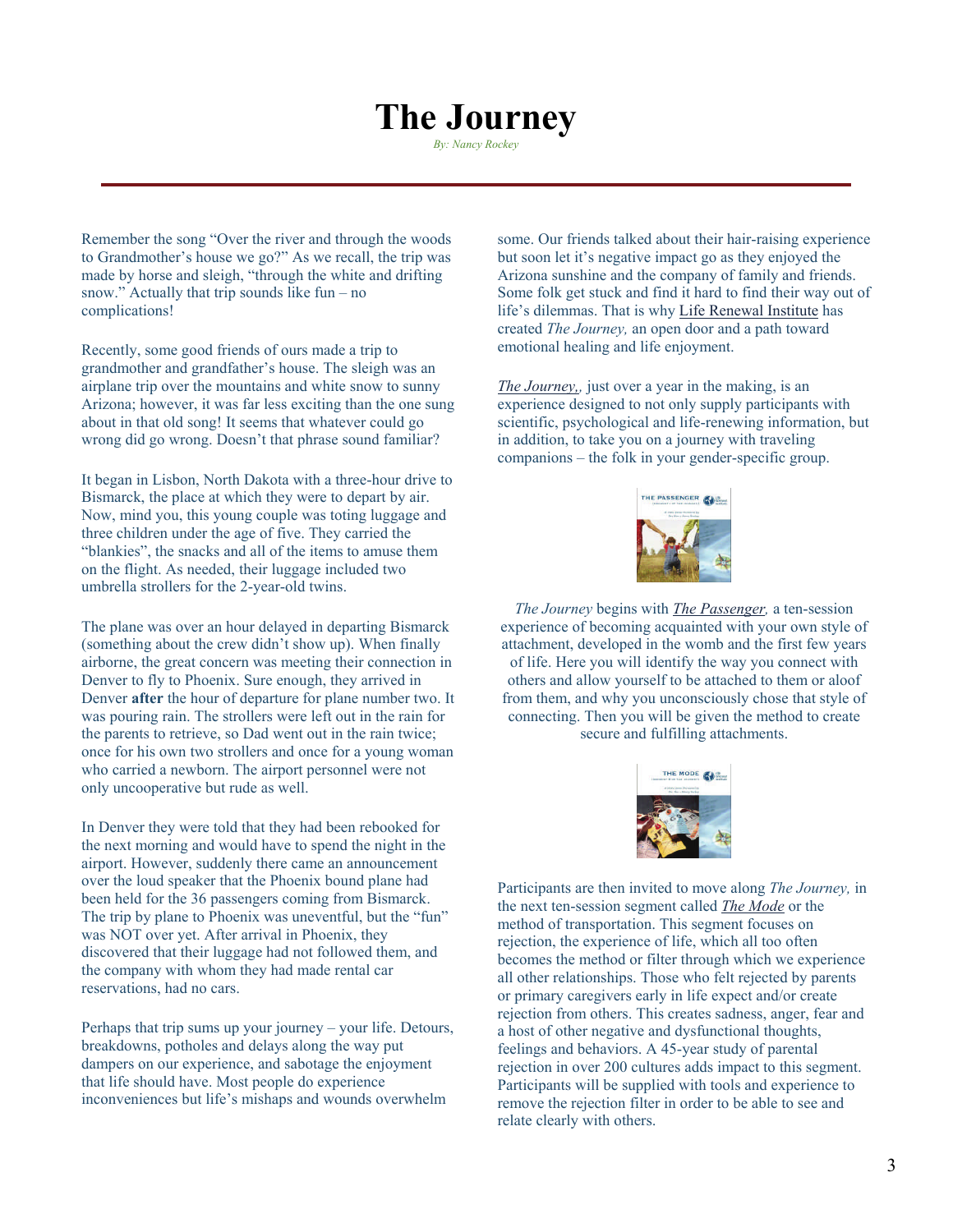# The Journey

*By: Nancy Rockey*

Remember the song "Over the river and through the woods to Grandmother's house we go?" As we recall, the trip was made by horse and sleigh, "through the white and drifting snow." Actually that trip sounds like fun – no complications!

Recently, some good friends of ours made a trip to grandmother and grandfather's house. The sleigh was an airplane trip over the mountains and white snow to sunny Arizona; however, it was far less exciting than the one sung about in that old song! It seems that whatever could go wrong did go wrong. Doesn't that phrase sound familiar?

It began in Lisbon, North Dakota with a three-hour drive to Bismarck, the place at which they were to depart by air. Now, mind you, this young couple was toting luggage and three children under the age of five. They carried the "blankies", the snacks and all of the items to amuse them on the flight. As needed, their luggage included two umbrella strollers for the 2-year-old twins.

The plane was over an hour delayed in departing Bismarck (something about the crew didn't show up). When finally airborne, the great concern was meeting their connection in Denver to fly to Phoenix. Sure enough, they arrived in Denver **after** the hour of departure for plane number two. It was pouring rain. The strollers were left out in the rain for the parents to retrieve, so Dad went out in the rain twice; once for his own two strollers and once for a young woman who carried a newborn. The airport personnel were not only uncooperative but rude as well.

In Denver they were told that they had been rebooked for the next morning and would have to spend the night in the airport. However, suddenly there came an announcement over the loud speaker that the Phoenix bound plane had been held for the 36 passengers coming from Bismarck. The trip by plane to Phoenix was uneventful, but the "fun" was NOT over yet. After arrival in Phoenix, they discovered that their luggage had not followed them, and the company with whom they had made rental car reservations, had no cars.

Perhaps that trip sums up your journey – your life. Detours, breakdowns, potholes and delays along the way put dampers on our experience, and sabotage the enjoyment that life should have. Most people do experience inconveniences but life's mishaps and wounds overwhelm some. Our friends talked about their hair-raising experience but soon let it's negative impact go as they enjoyed the Arizona sunshine and the company of family and friends. Some folk get stuck and find it hard to find their way out of life's dilemmas. That is why Life Renewal Institute has created *The Journey,* an open door and a path toward emotional healing and life enjoyment.

*The Journey,*, just over a year in the making, is an experience designed to not only supply participants with scientific, psychological and life-renewing information, but in addition, to take you on a journey with traveling companions – the folk in your gender-specific group.

*The Journey* begins with *The Passenger,* a ten-session experience of becoming acquainted with your own style of attachment, developed in the womb and the first few years of life. Here you will identify the way you connect with others and allow yourself to be attached to them or aloof from them, and why you unconsciously chose that style of connecting. Then you will be given the method to create secure and fulfilling attachments.

Participants are then invited to move along *The Journey,* in the next ten-session segment called *The Mode* or the method of transportation. This segment focuses on rejection, the experience of life, which all too often becomes the method or filter through which we experience all other relationships. Those who felt rejected by parents or primary caregivers early in life expect and/or create rejection from others. This creates sadness, anger, fear and a host of other negative and dysfunctional thoughts, feelings and behaviors. A 45-year study of parental rejection in over 200 cultures adds impact to this segment. Participants will be supplied with tools and experience to remove the rejection filter in order to be able to see and relate clearly with others.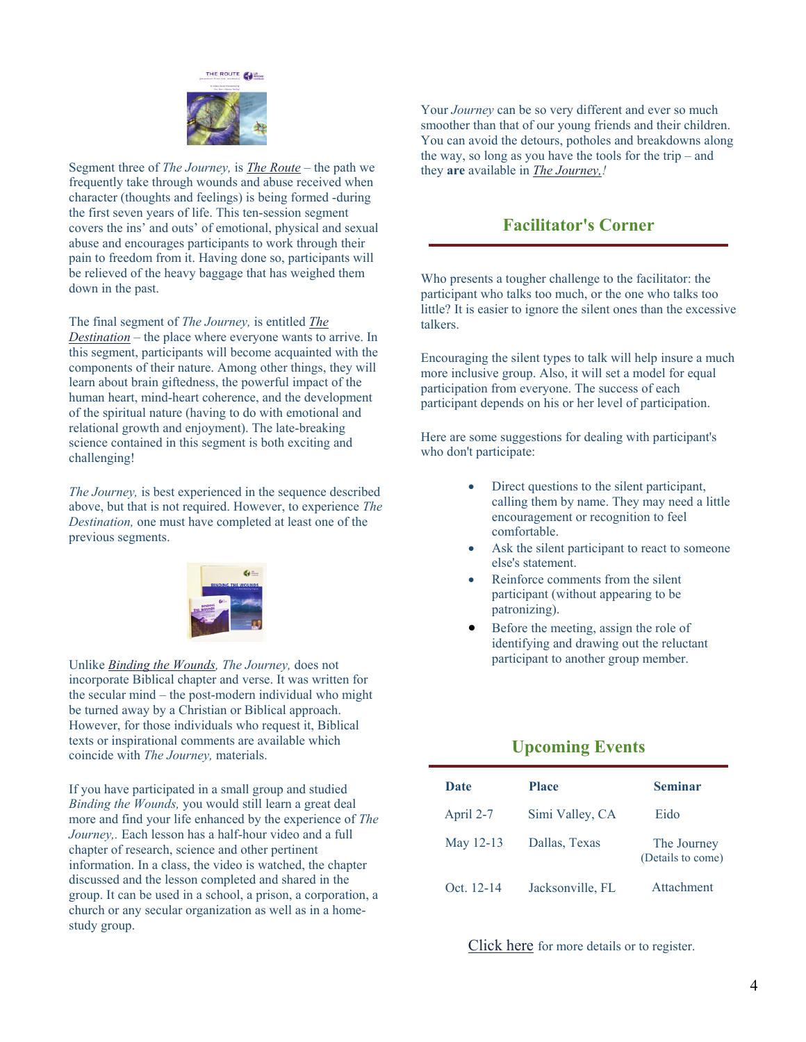Segment three of *The Journey,* is <u>*The Route*</u> – the path we frequently take through wounds and abuse received when character (thoughts and feelings) is being formed -during the first seven years of life. This ten-session segment covers the ins' and outs' of emotional, physical and sexual abuse and encourages participants to work through their pain to freedom from it. Having done so, participants will be relieved of the heavy baggage that has weighed them down in the past.

The final segment of *The Journey,* is entitled <u>*The Destination*</u> – the place where everyone wants to arrive. In this segment, participants will become acquainted with the components of their nature. Among other things, they will learn about brain giftedness, the powerful impact of the human heart, mind-heart coherence, and the development of the spiritual nature (having to do with emotional and relational growth and enjoyment). The late-breaking science contained in this segment is both exciting and challenging!

*The Journey,* is best experienced in the sequence described above, but that is not required. However, to experience *The Destination,* one must have completed at least one of the previous segments.

Unlike <u>*Binding the Wounds*</u>, *The Journey,* does not incorporate Biblical chapter and verse. It was written for the secular mind – the post-modern individual who might be turned away by a Christian or Biblical approach. However, for those individuals who request it, Biblical texts or inspirational comments are available which coincide with *The Journey,* materials.

If you have participated in a small group and studied *Binding the Wounds,* you would still learn a great deal more and find your life enhanced by the experience of *The Journey,.* Each lesson has a half-hour video and a full chapter of research, science and other pertinent information. In a class, the video is watched, the chapter discussed and the lesson completed and shared in the group. It can be used in a school, a prison, a corporation, a church or any secular organization as well as in a home-study group.

Your *Journey* can be so very different and ever so much smoother than that of our young friends and their children. You can avoid the detours, potholes and breakdowns along the way, so long as you have the tools for the trip – and they **are** available in <u>*The Journey,!*</u>

## Facilitator's Corner

Who presents a tougher challenge to the facilitator: the participant who talks too much, or the one who talks too little? It is easier to ignore the silent ones than the excessive talkers.

Encouraging the silent types to talk will help insure a much more inclusive group. Also, it will set a model for equal participation from everyone. The success of each participant depends on his or her level of participation.

Here are some suggestions for dealing with participant's who don't participate:

- Direct questions to the silent participant, calling them by name. They may need a little encouragement or recognition to feel comfortable.
- Ask the silent participant to react to someone else's statement.
- Reinforce comments from the silent participant (without appearing to be patronizing).
- Before the meeting, assign the role of identifying and drawing out the reluctant participant to another group member.

## Upcoming Events

| Date | Place | Seminar |
|---|---|---|
| April 2-7 | Simi Valley, CA | Eido |
| May 12-13 | Dallas, Texas | The Journey (Details to come) |
| Oct. 12-14 | Jacksonville, FL | Attachment |

<u>Click here</u> for more details or to register.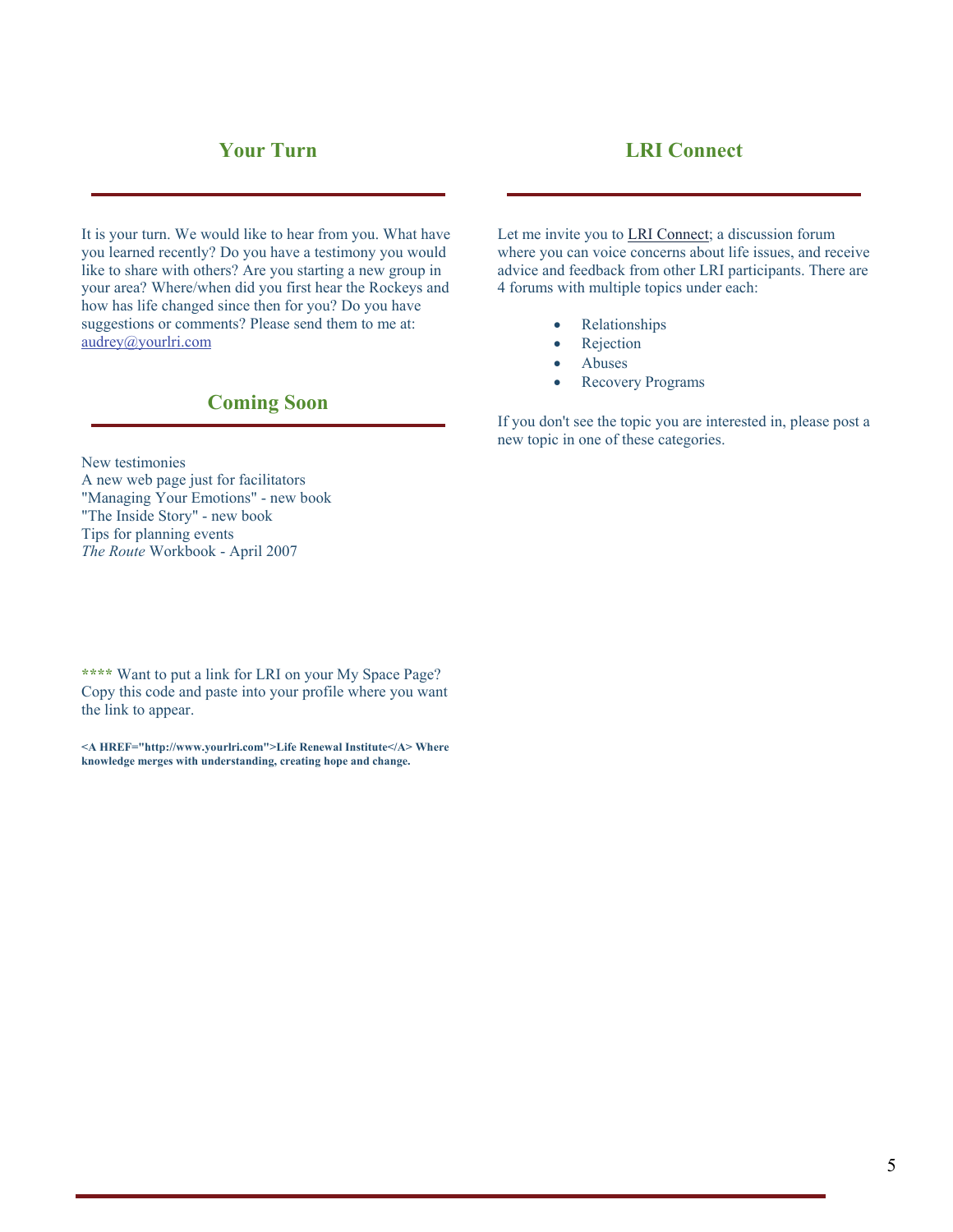## Your Turn

It is your turn. We would like to hear from you. What have you learned recently? Do you have a testimony you would like to share with others? Are you starting a new group in your area? Where/when did you first hear the Rockeys and how has life changed since then for you? Do you have suggestions or comments? Please send them to me at: audrey@yourlri.com

## Coming Soon

New testimonies
A new web page just for facilitators
"Managing Your Emotions" - new book
"The Inside Story" - new book
Tips for planning events
*The Route* Workbook - April 2007

**** Want to put a link for LRI on your My Space Page? Copy this code and paste into your profile where you want the link to appear.

```
<A HREF="http://www.yourlri.com">Life Renewal Institute</A> Where knowledge merges with understanding, creating hope and change.
```

## LRI Connect

Let me invite you to LRI Connect; a discussion forum where you can voice concerns about life issues, and receive advice and feedback from other LRI participants. There are 4 forums with multiple topics under each:

- Relationships
- Rejection
- Abuses
- Recovery Programs

If you don't see the topic you are interested in, please post a new topic in one of these categories.